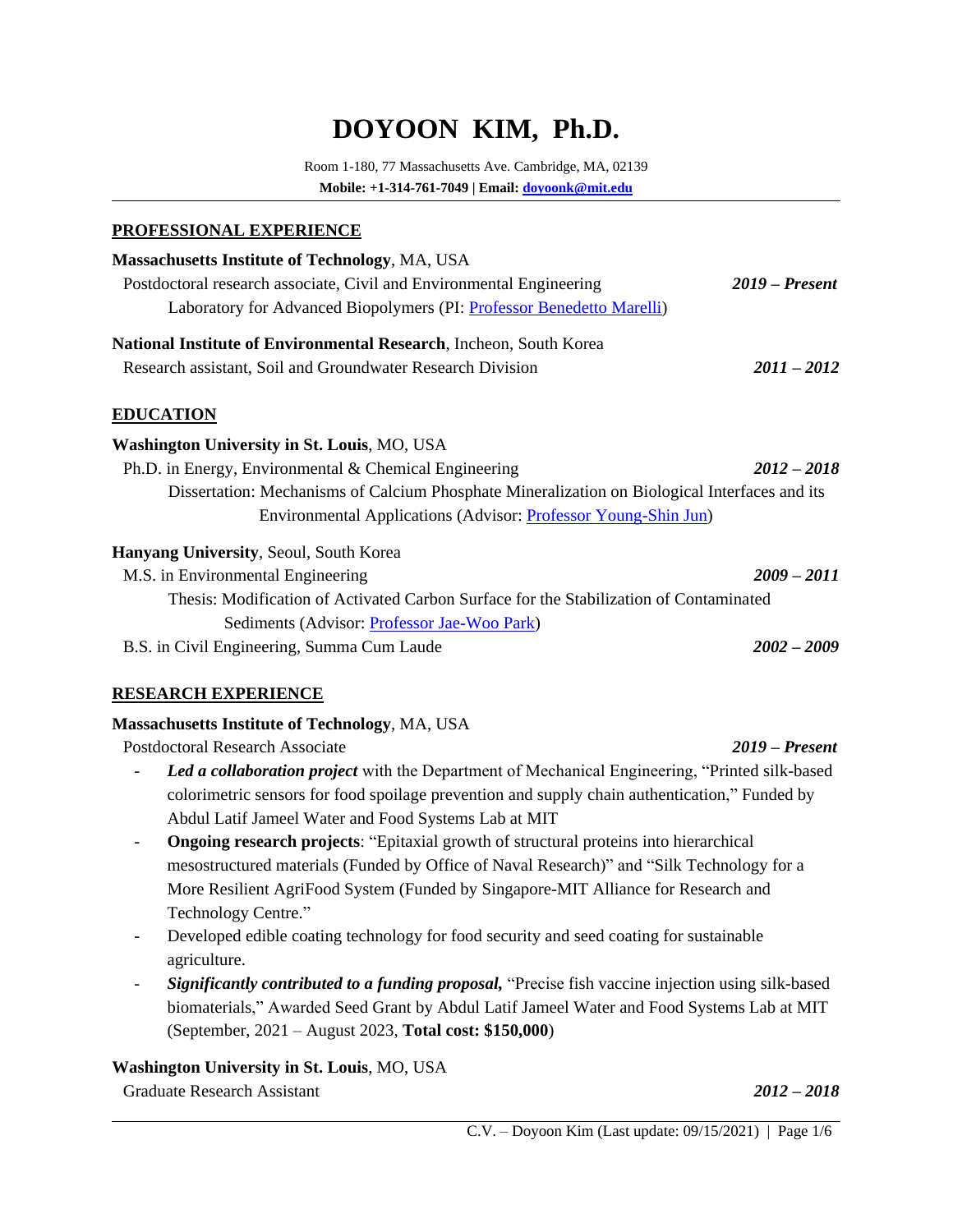# DOYOON KIM, Ph.D.

Room 1-180, 77 Massachusetts Ave. Cambridge, MA, 02139
**Mobile: +1-314-761-7049 | Email: dyoonk@mit.edu**

## PROFESSIONAL EXPERIENCE

**Massachusetts Institute of Technology**, MA, USA
Postdoctoral research associate, Civil and Environmental Engineering — ***2019 – Present***
Laboratory for Advanced Biopolymers (PI: Professor Benedetto Marelli)

**National Institute of Environmental Research**, Incheon, South Korea
Research assistant, Soil and Groundwater Research Division — ***2011 – 2012***

## EDUCATION

**Washington University in St. Louis**, MO, USA
Ph.D. in Energy, Environmental & Chemical Engineering — ***2012 – 2018***
Dissertation: Mechanisms of Calcium Phosphate Mineralization on Biological Interfaces and its Environmental Applications (Advisor: Professor Young-Shin Jun)

**Hanyang University**, Seoul, South Korea
M.S. in Environmental Engineering — ***2009 – 2011***
Thesis: Modification of Activated Carbon Surface for the Stabilization of Contaminated Sediments (Advisor: Professor Jae-Woo Park)
B.S. in Civil Engineering, Summa Cum Laude — ***2002 – 2009***

## RESEARCH EXPERIENCE

**Massachusetts Institute of Technology**, MA, USA
Postdoctoral Research Associate — ***2019 – Present***

- ***Led a collaboration project*** with the Department of Mechanical Engineering, "Printed silk-based colorimetric sensors for food spoilage prevention and supply chain authentication," Funded by Abdul Latif Jameel Water and Food Systems Lab at MIT
- **Ongoing research projects**: "Epitaxial growth of structural proteins into hierarchical mesostructured materials (Funded by Office of Naval Research)" and "Silk Technology for a More Resilient AgriFood System (Funded by Singapore-MIT Alliance for Research and Technology Centre."
- Developed edible coating technology for food security and seed coating for sustainable agriculture.
- ***Significantly contributed to a funding proposal,*** "Precise fish vaccine injection using silk-based biomaterials," Awarded Seed Grant by Abdul Latif Jameel Water and Food Systems Lab at MIT (September, 2021 – August 2023, **Total cost: $150,000**)

**Washington University in St. Louis**, MO, USA
Graduate Research Assistant — ***2012 – 2018***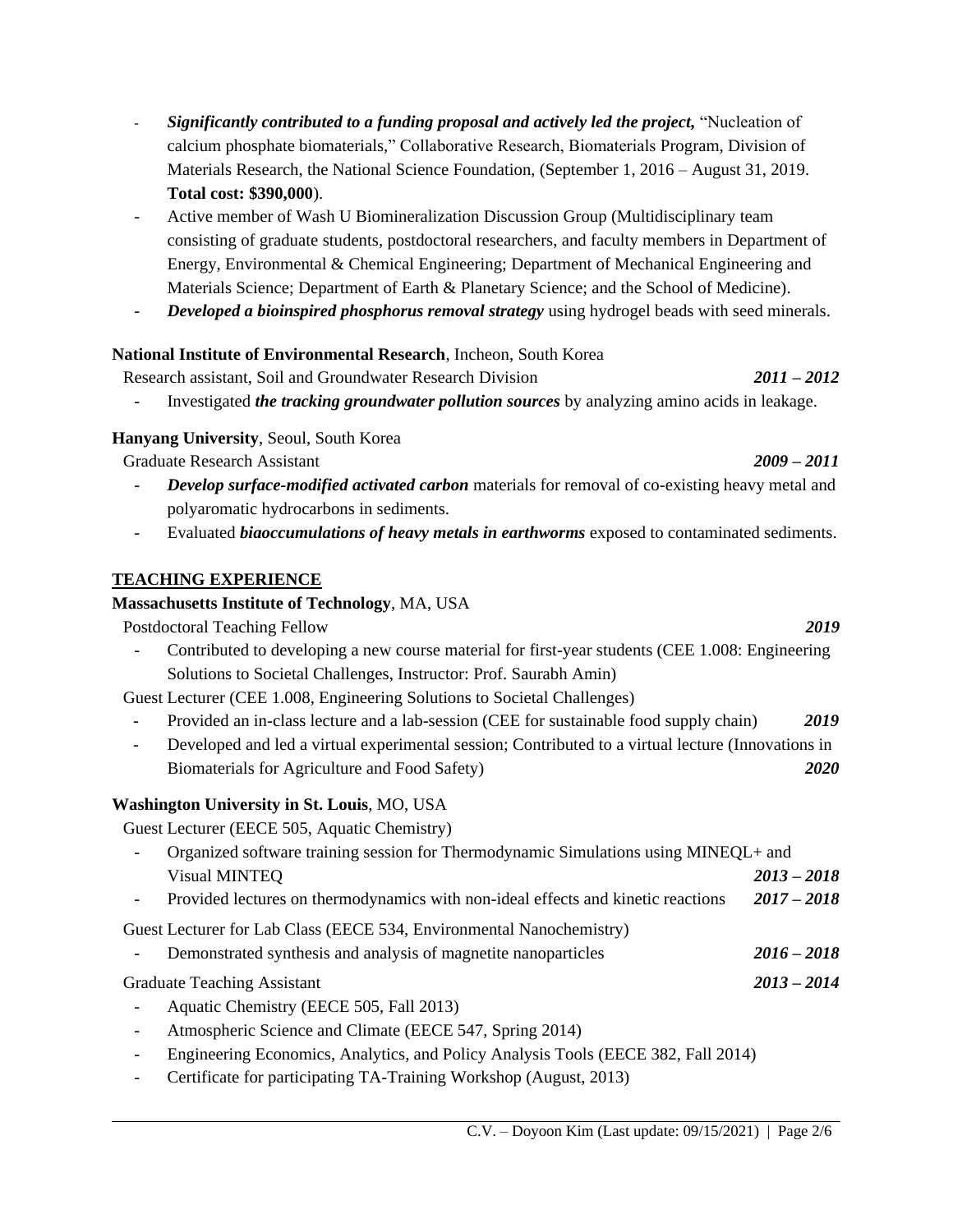- ***Significantly contributed to a funding proposal and actively led the project,*** "Nucleation of calcium phosphate biomaterials," Collaborative Research, Biomaterials Program, Division of Materials Research, the National Science Foundation, (September 1, 2016 – August 31, 2019. **Total cost: $390,000**).
- Active member of Wash U Biomineralization Discussion Group (Multidisciplinary team consisting of graduate students, postdoctoral researchers, and faculty members in Department of Energy, Environmental & Chemical Engineering; Department of Mechanical Engineering and Materials Science; Department of Earth & Planetary Science; and the School of Medicine).
- ***Developed a bioinspired phosphorus removal strategy*** using hydrogel beads with seed minerals.

**National Institute of Environmental Research**, Incheon, South Korea

Research assistant, Soil and Groundwater Research Division ***2011 – 2012***

- Investigated ***the tracking groundwater pollution sources*** by analyzing amino acids in leakage.

**Hanyang University**, Seoul, South Korea

Graduate Research Assistant ***2009 – 2011***

- ***Develop surface-modified activated carbon*** materials for removal of co-existing heavy metal and polyaromatic hydrocarbons in sediments.
- Evaluated ***biaoccumulations of heavy metals in earthworms*** exposed to contaminated sediments.

## TEACHING EXPERIENCE

**Massachusetts Institute of Technology**, MA, USA

Postdoctoral Teaching Fellow ***2019***

- Contributed to developing a new course material for first-year students (CEE 1.008: Engineering Solutions to Societal Challenges, Instructor: Prof. Saurabh Amin)

Guest Lecturer (CEE 1.008, Engineering Solutions to Societal Challenges)

- Provided an in-class lecture and a lab-session (CEE for sustainable food supply chain) ***2019***
- Developed and led a virtual experimental session; Contributed to a virtual lecture (Innovations in Biomaterials for Agriculture and Food Safety) ***2020***

**Washington University in St. Louis**, MO, USA

Guest Lecturer (EECE 505, Aquatic Chemistry)

- Organized software training session for Thermodynamic Simulations using MINEQL+ and Visual MINTEQ ***2013 – 2018***
- Provided lectures on thermodynamics with non-ideal effects and kinetic reactions ***2017 – 2018***

Guest Lecturer for Lab Class (EECE 534, Environmental Nanochemistry)

- Demonstrated synthesis and analysis of magnetite nanoparticles ***2016 – 2018***

Graduate Teaching Assistant ***2013 – 2014***

- Aquatic Chemistry (EECE 505, Fall 2013)
- Atmospheric Science and Climate (EECE 547, Spring 2014)
- Engineering Economics, Analytics, and Policy Analysis Tools (EECE 382, Fall 2014)
- Certificate for participating TA-Training Workshop (August, 2013)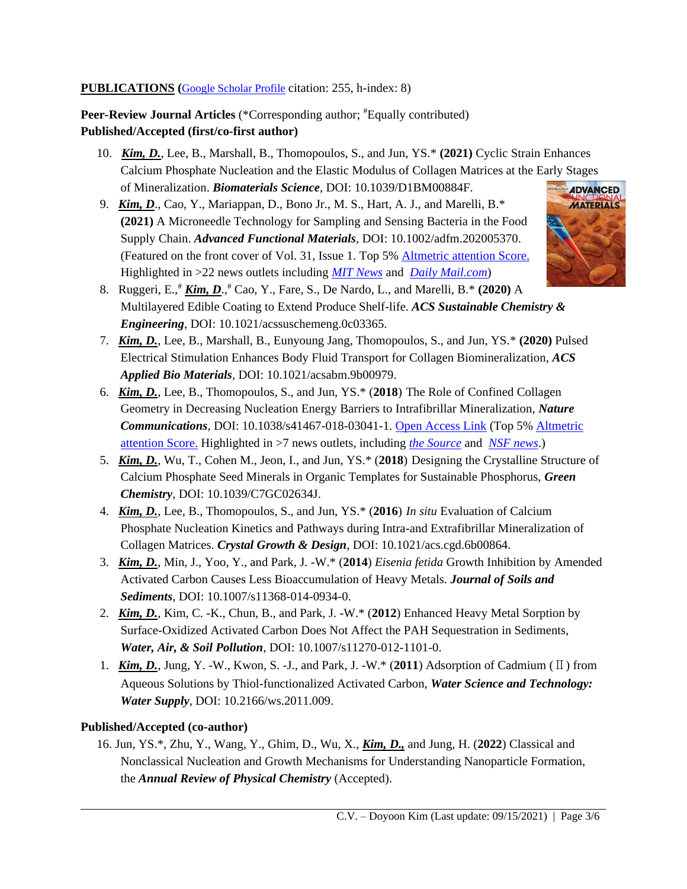**PUBLICATIONS (**Google Scholar Profile citation: 255, h-index: 8)

**Peer-Review Journal Articles** (*Corresponding author; #Equally contributed)
**Published/Accepted (first/co-first author)**

10. ***Kim, D.***, Lee, B., Marshall, B., Thomopoulos, S., and Jun, YS.* **(2021)** Cyclic Strain Enhances Calcium Phosphate Nucleation and the Elastic Modulus of Collagen Matrices at the Early Stages of Mineralization. ***Biomaterials Science***, DOI: 10.1039/D1BM00884F.
9. ***Kim, D***., Cao, Y., Mariappan, D., Bono Jr., M. S., Hart, A. J., and Marelli, B.* **(2021)** A Microneedle Technology for Sampling and Sensing Bacteria in the Food Supply Chain. ***Advanced Functional Materials***, DOI: 10.1002/adfm.202005370. (Featured on the front cover of Vol. 31, Issue 1. Top 5% Altmetric attention Score. Highlighted in >22 news outlets including *MIT News* and *Daily Mail.com*)
8. Ruggeri, E.,# ***Kim, D***.,# Cao, Y., Fare, S., De Nardo, L., and Marelli, B.* **(2020)** A Multilayered Edible Coating to Extend Produce Shelf-life. ***ACS Sustainable Chemistry & Engineering***, DOI: 10.1021/acssuschemeng.0c03365.
7. ***Kim, D.***, Lee, B., Marshall, B., Eunyoung Jang, Thomopoulos, S., and Jun, YS.* **(2020)** Pulsed Electrical Stimulation Enhances Body Fluid Transport for Collagen Biomineralization, ***ACS Applied Bio Materials***, DOI: 10.1021/acsabm.9b00979.
6. ***Kim, D.***, Lee, B., Thomopoulos, S., and Jun, YS.* (**2018**) The Role of Confined Collagen Geometry in Decreasing Nucleation Energy Barriers to Intrafibrillar Mineralization, ***Nature Communications***, DOI: 10.1038/s41467-018-03041-1. Open Access Link (Top 5% Altmetric attention Score. Highlighted in >7 news outlets, including *the Source* and *NSF news*.)
5. ***Kim, D.***, Wu, T., Cohen M., Jeon, I., and Jun, YS.* (**2018**) Designing the Crystalline Structure of Calcium Phosphate Seed Minerals in Organic Templates for Sustainable Phosphorus, ***Green Chemistry***, DOI: 10.1039/C7GC02634J.
4. ***Kim, D.***, Lee, B., Thomopoulos, S., and Jun, YS.* (**2016**) *In situ* Evaluation of Calcium Phosphate Nucleation Kinetics and Pathways during Intra-and Extrafibrillar Mineralization of Collagen Matrices. ***Crystal Growth & Design***, DOI: 10.1021/acs.cgd.6b00864.
3. ***Kim, D.***, Min, J., Yoo, Y., and Park, J. -W.* (**2014**) *Eisenia fetida* Growth Inhibition by Amended Activated Carbon Causes Less Bioaccumulation of Heavy Metals. ***Journal of Soils and Sediments***, DOI: 10.1007/s11368-014-0934-0.
2. ***Kim, D.***, Kim, C. -K., Chun, B., and Park, J. -W.* (**2012**) Enhanced Heavy Metal Sorption by Surface-Oxidized Activated Carbon Does Not Affect the PAH Sequestration in Sediments, ***Water, Air, & Soil Pollution***, DOI: 10.1007/s11270-012-1101-0.
1. ***Kim, D.***, Jung, Y. -W., Kwon, S. -J., and Park, J. -W.* (**2011**) Adsorption of Cadmium (Ⅱ) from Aqueous Solutions by Thiol-functionalized Activated Carbon, ***Water Science and Technology: Water Supply***, DOI: 10.2166/ws.2011.009.

**Published/Accepted (co-author)**

16. Jun, YS.*, Zhu, Y., Wang, Y., Ghim, D., Wu, X., ***Kim, D.,*** and Jung, H. (**2022**) Classical and Nonclassical Nucleation and Growth Mechanisms for Understanding Nanoparticle Formation, the ***Annual Review of Physical Chemistry*** (Accepted).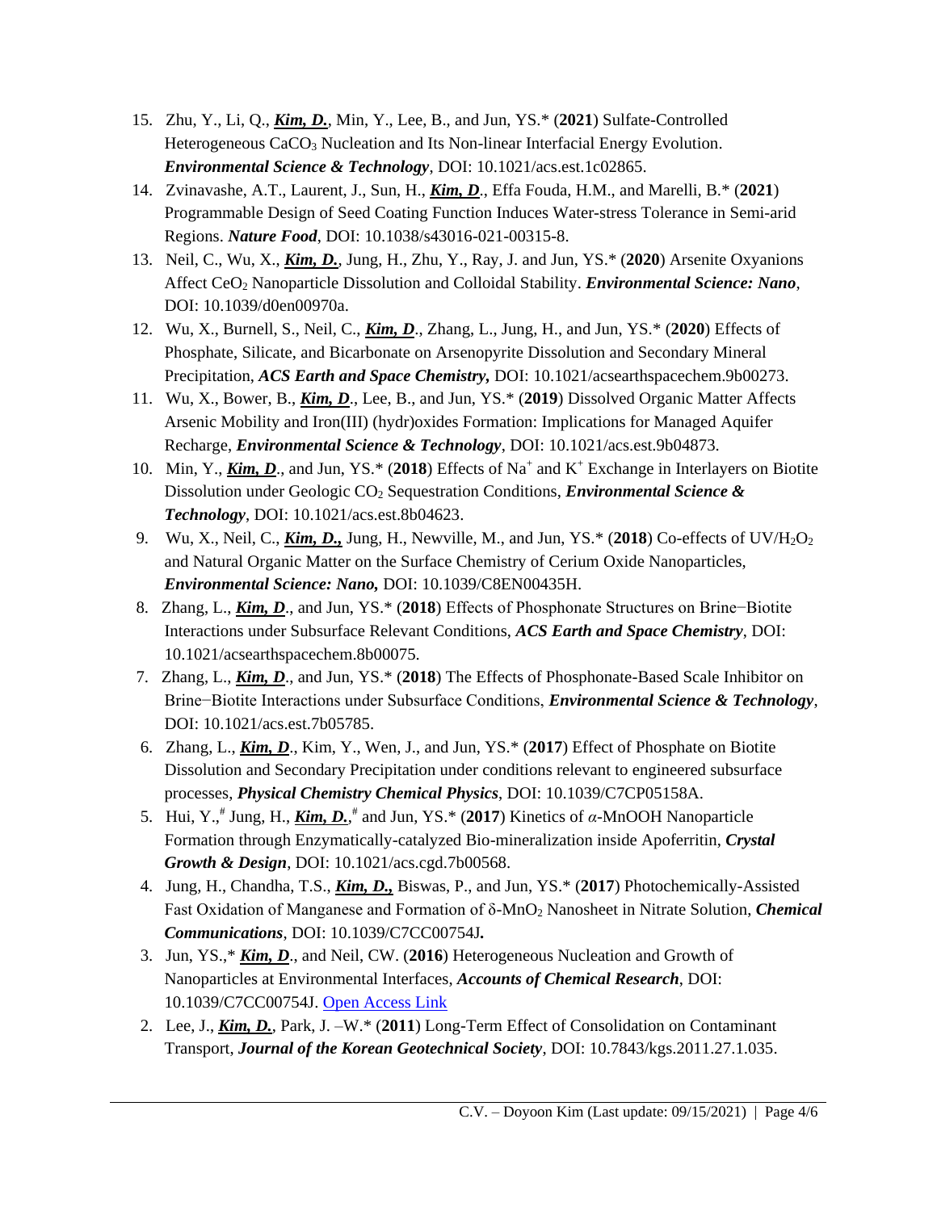15. Zhu, Y., Li, Q., ***Kim, D.***, Min, Y., Lee, B., and Jun, YS.* (**2021**) Sulfate-Controlled Heterogeneous $CaCO_3$ Nucleation and Its Non-linear Interfacial Energy Evolution. ***Environmental Science & Technology***, DOI: 10.1021/acs.est.1c02865.
14. Zvinavashe, A.T., Laurent, J., Sun, H., ***Kim, D***., Effa Fouda, H.M., and Marelli, B.* (**2021**) Programmable Design of Seed Coating Function Induces Water-stress Tolerance in Semi-arid Regions. ***Nature Food***, DOI: 10.1038/s43016-021-00315-8.
13. Neil, C., Wu, X., ***Kim, D.***, Jung, H., Zhu, Y., Ray, J. and Jun, YS.* (**2020**) Arsenite Oxyanions Affect $CeO_2$ Nanoparticle Dissolution and Colloidal Stability. ***Environmental Science: Nano***, DOI: 10.1039/d0en00970a.
12. Wu, X., Burnell, S., Neil, C., ***Kim, D***., Zhang, L., Jung, H., and Jun, YS.* (**2020**) Effects of Phosphate, Silicate, and Bicarbonate on Arsenopyrite Dissolution and Secondary Mineral Precipitation, ***ACS Earth and Space Chemistry,*** DOI: 10.1021/acsearthspacechem.9b00273.
11. Wu, X., Bower, B., ***Kim, D***., Lee, B., and Jun, YS.* (**2019**) Dissolved Organic Matter Affects Arsenic Mobility and Iron(III) (hydr)oxides Formation: Implications for Managed Aquifer Recharge, ***Environmental Science & Technology***, DOI: 10.1021/acs.est.9b04873.
10. Min, Y., ***Kim, D***., and Jun, YS.* (**2018**) Effects of $Na^+$ and $K^+$ Exchange in Interlayers on Biotite Dissolution under Geologic $CO_2$ Sequestration Conditions, ***Environmental Science & Technology***, DOI: 10.1021/acs.est.8b04623.
9. Wu, X., Neil, C., ***Kim, D.,*** Jung, H., Newville, M., and Jun, YS.* (**2018**) Co-effects of $UV/H_2O_2$ and Natural Organic Matter on the Surface Chemistry of Cerium Oxide Nanoparticles, ***Environmental Science: Nano,*** DOI: 10.1039/C8EN00435H.
8. Zhang, L., ***Kim, D***., and Jun, YS.* (**2018**) Effects of Phosphonate Structures on Brine−Biotite Interactions under Subsurface Relevant Conditions, ***ACS Earth and Space Chemistry***, DOI: 10.1021/acsearthspacechem.8b00075.
7. Zhang, L., ***Kim, D***., and Jun, YS.* (**2018**) The Effects of Phosphonate-Based Scale Inhibitor on Brine−Biotite Interactions under Subsurface Conditions, ***Environmental Science & Technology***, DOI: 10.1021/acs.est.7b05785.
6. Zhang, L., ***Kim, D***., Kim, Y., Wen, J., and Jun, YS.* (**2017**) Effect of Phosphate on Biotite Dissolution and Secondary Precipitation under conditions relevant to engineered subsurface processes, ***Physical Chemistry Chemical Physics***, DOI: 10.1039/C7CP05158A.
5. Hui, Y.,[#] Jung, H., ***Kim, D.***,[#] and Jun, YS.* (**2017**) Kinetics of *α*-MnOOH Nanoparticle Formation through Enzymatically-catalyzed Bio-mineralization inside Apoferritin, ***Crystal Growth & Design***, DOI: 10.1021/acs.cgd.7b00568.
4. Jung, H., Chandha, T.S., ***Kim, D.,*** Biswas, P., and Jun, YS.* (**2017**) Photochemically-Assisted Fast Oxidation of Manganese and Formation of δ-$MnO_2$ Nanosheet in Nitrate Solution, ***Chemical Communications***, DOI: 10.1039/C7CC00754J**.**
3. Jun, YS.,* ***Kim, D***., and Neil, CW. (**2016**) Heterogeneous Nucleation and Growth of Nanoparticles at Environmental Interfaces, ***Accounts of Chemical Research***, DOI: 10.1039/C7CC00754J. Open Access Link
2. Lee, J., ***Kim, D.***, Park, J. –W.* (**2011**) Long-Term Effect of Consolidation on Contaminant Transport, ***Journal of the Korean Geotechnical Society***, DOI: 10.7843/kgs.2011.27.1.035.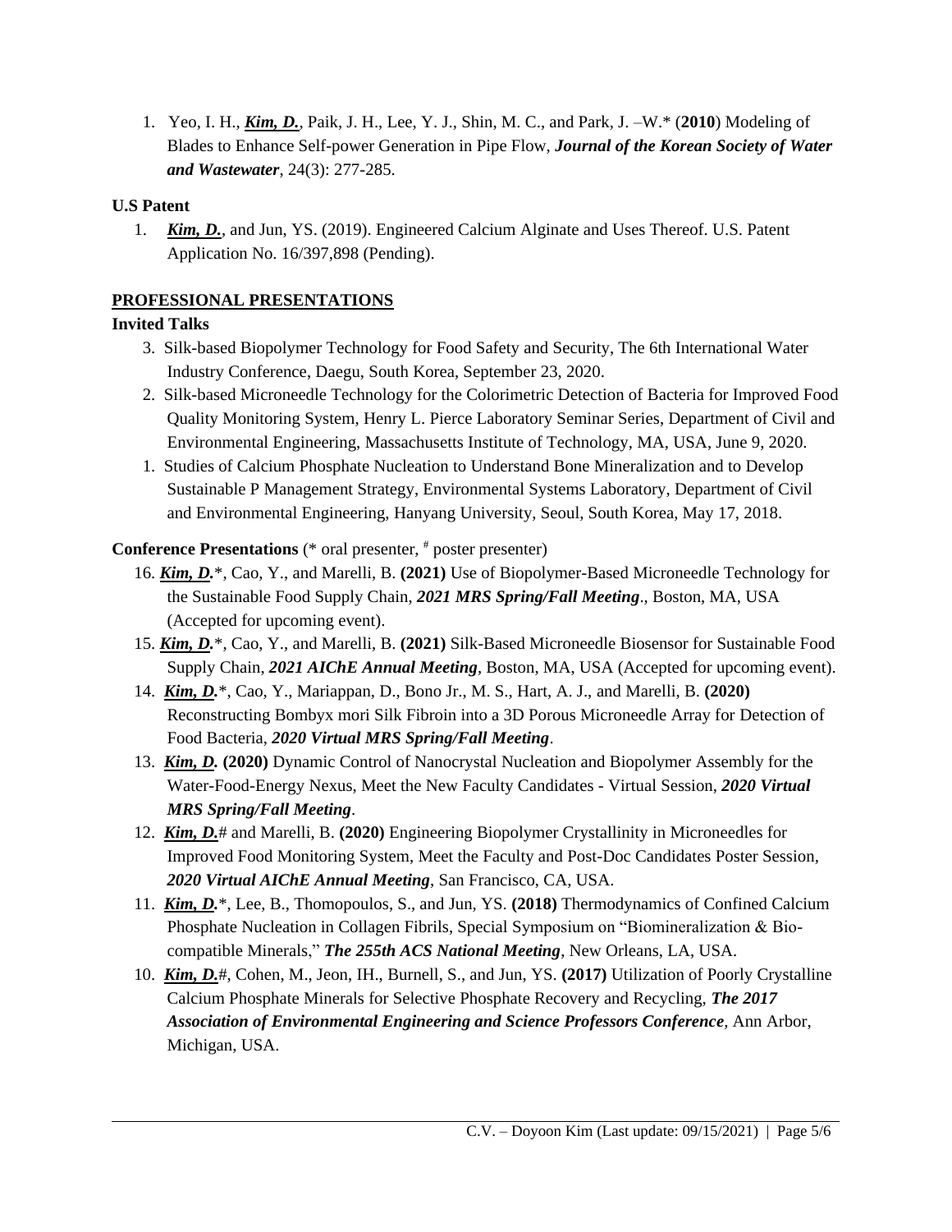1. Yeo, I. H., ***Kim, D.***, Paik, J. H., Lee, Y. J., Shin, M. C., and Park, J. –W.* (**2010**) Modeling of Blades to Enhance Self-power Generation in Pipe Flow, ***Journal of the Korean Society of Water and Wastewater***, 24(3): 277-285.

**U.S Patent**

1. ***Kim, D.***, and Jun, YS. (2019). Engineered Calcium Alginate and Uses Thereof. U.S. Patent Application No. 16/397,898 (Pending).

## PROFESSIONAL PRESENTATIONS

**Invited Talks**

3. Silk-based Biopolymer Technology for Food Safety and Security, The 6th International Water Industry Conference, Daegu, South Korea, September 23, 2020.
2. Silk-based Microneedle Technology for the Colorimetric Detection of Bacteria for Improved Food Quality Monitoring System, Henry L. Pierce Laboratory Seminar Series, Department of Civil and Environmental Engineering, Massachusetts Institute of Technology, MA, USA, June 9, 2020.
1. Studies of Calcium Phosphate Nucleation to Understand Bone Mineralization and to Develop Sustainable P Management Strategy, Environmental Systems Laboratory, Department of Civil and Environmental Engineering, Hanyang University, Seoul, South Korea, May 17, 2018.

**Conference Presentations** (* oral presenter, # poster presenter)

16. ***Kim, D.****, Cao, Y., and Marelli, B. **(2021)** Use of Biopolymer-Based Microneedle Technology for the Sustainable Food Supply Chain, ***2021 MRS Spring/Fall Meeting***., Boston, MA, USA (Accepted for upcoming event).
15. ***Kim, D.****, Cao, Y., and Marelli, B. **(2021)** Silk-Based Microneedle Biosensor for Sustainable Food Supply Chain, ***2021 AIChE Annual Meeting***, Boston, MA, USA (Accepted for upcoming event).
14. ***Kim, D.****, Cao, Y., Mariappan, D., Bono Jr., M. S., Hart, A. J., and Marelli, B. **(2020)** Reconstructing Bombyx mori Silk Fibroin into a 3D Porous Microneedle Array for Detection of Food Bacteria, ***2020 Virtual MRS Spring/Fall Meeting***.
13. ***Kim, D.*** **(2020)** Dynamic Control of Nanocrystal Nucleation and Biopolymer Assembly for the Water-Food-Energy Nexus, Meet the New Faculty Candidates - Virtual Session, ***2020 Virtual MRS Spring/Fall Meeting***.
12. ***Kim, D.***# and Marelli, B. **(2020)** Engineering Biopolymer Crystallinity in Microneedles for Improved Food Monitoring System, Meet the Faculty and Post-Doc Candidates Poster Session, ***2020 Virtual AIChE Annual Meeting***, San Francisco, CA, USA.
11. ***Kim, D.****, Lee, B., Thomopoulos, S., and Jun, YS. **(2018)** Thermodynamics of Confined Calcium Phosphate Nucleation in Collagen Fibrils, Special Symposium on "Biomineralization & Bio-compatible Minerals," ***The 255th ACS National Meeting***, New Orleans, LA, USA.
10. ***Kim, D.***#, Cohen, M., Jeon, IH., Burnell, S., and Jun, YS. **(2017)** Utilization of Poorly Crystalline Calcium Phosphate Minerals for Selective Phosphate Recovery and Recycling, ***The 2017 Association of Environmental Engineering and Science Professors Conference***, Ann Arbor, Michigan, USA.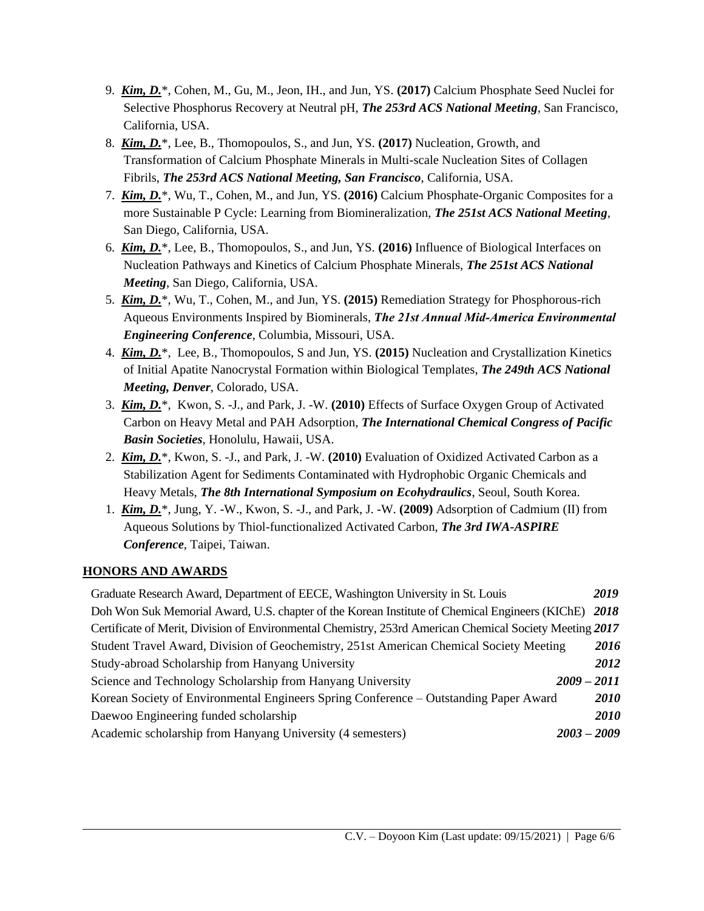9. ***Kim, D.****, Cohen, M., Gu, M., Jeon, IH., and Jun, YS. **(2017)** Calcium Phosphate Seed Nuclei for Selective Phosphorus Recovery at Neutral pH, ***The 253rd ACS National Meeting***, San Francisco, California, USA.
8. ***Kim, D.****, Lee, B., Thomopoulos, S., and Jun, YS. **(2017)** Nucleation, Growth, and Transformation of Calcium Phosphate Minerals in Multi-scale Nucleation Sites of Collagen Fibrils, ***The 253rd ACS National Meeting, San Francisco***, California, USA.
7. ***Kim, D.****, Wu, T., Cohen, M., and Jun, YS. **(2016)** Calcium Phosphate-Organic Composites for a more Sustainable P Cycle: Learning from Biomineralization, ***The 251st ACS National Meeting***, San Diego, California, USA.
6. ***Kim, D.****, Lee, B., Thomopoulos, S., and Jun, YS. **(2016)** Influence of Biological Interfaces on Nucleation Pathways and Kinetics of Calcium Phosphate Minerals, ***The 251st ACS National Meeting***, San Diego, California, USA.
5. ***Kim, D.****, Wu, T., Cohen, M., and Jun, YS. **(2015)** Remediation Strategy for Phosphorous-rich Aqueous Environments Inspired by Biominerals, ***The 21st Annual Mid-America Environmental Engineering Conference***, Columbia, Missouri, USA.
4. ***Kim, D.****, Lee, B., Thomopoulos, S and Jun, YS. **(2015)** Nucleation and Crystallization Kinetics of Initial Apatite Nanocrystal Formation within Biological Templates, ***The 249th ACS National Meeting, Denver***, Colorado, USA.
3. ***Kim, D.****, Kwon, S. -J., and Park, J. -W. **(2010)** Effects of Surface Oxygen Group of Activated Carbon on Heavy Metal and PAH Adsorption, ***The International Chemical Congress of Pacific Basin Societies***, Honolulu, Hawaii, USA.
2. ***Kim, D.****, Kwon, S. -J., and Park, J. -W. **(2010)** Evaluation of Oxidized Activated Carbon as a Stabilization Agent for Sediments Contaminated with Hydrophobic Organic Chemicals and Heavy Metals, ***The 8th International Symposium on Ecohydraulics***, Seoul, South Korea.
1. ***Kim, D.****, Jung, Y. -W., Kwon, S. -J., and Park, J. -W. **(2009)** Adsorption of Cadmium (II) from Aqueous Solutions by Thiol-functionalized Activated Carbon, ***The 3rd IWA-ASPIRE Conference***, Taipei, Taiwan.

## HONORS AND AWARDS

| | |
|---|---|
| Graduate Research Award, Department of EECE, Washington University in St. Louis | ***2019*** |
| Doh Won Suk Memorial Award, U.S. chapter of the Korean Institute of Chemical Engineers (KIChE) | ***2018*** |
| Certificate of Merit, Division of Environmental Chemistry, 253rd American Chemical Society Meeting | ***2017*** |
| Student Travel Award, Division of Geochemistry, 251st American Chemical Society Meeting | ***2016*** |
| Study-abroad Scholarship from Hanyang University | ***2012*** |
| Science and Technology Scholarship from Hanyang University | ***2009 – 2011*** |
| Korean Society of Environmental Engineers Spring Conference – Outstanding Paper Award | ***2010*** |
| Daewoo Engineering funded scholarship | ***2010*** |
| Academic scholarship from Hanyang University (4 semesters) | ***2003 – 2009*** |